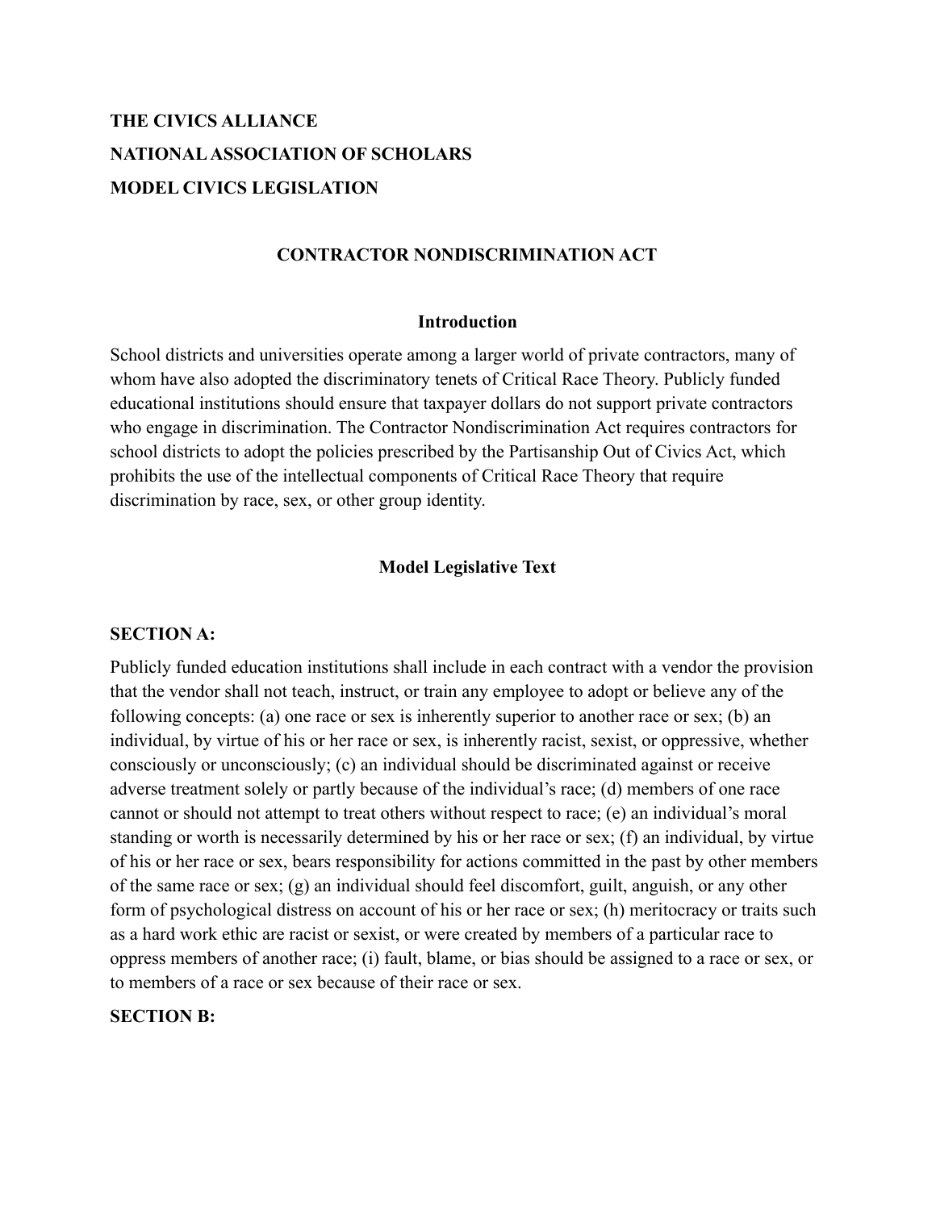**THE CIVICS ALLIANCE**

**NATIONAL ASSOCIATION OF SCHOLARS**

**MODEL CIVICS LEGISLATION**

# CONTRACTOR NONDISCRIMINATION ACT

## Introduction

School districts and universities operate among a larger world of private contractors, many of whom have also adopted the discriminatory tenets of Critical Race Theory. Publicly funded educational institutions should ensure that taxpayer dollars do not support private contractors who engage in discrimination. The Contractor Nondiscrimination Act requires contractors for school districts to adopt the policies prescribed by the Partisanship Out of Civics Act, which prohibits the use of the intellectual components of Critical Race Theory that require discrimination by race, sex, or other group identity.

## Model Legislative Text

### SECTION A:

Publicly funded education institutions shall include in each contract with a vendor the provision that the vendor shall not teach, instruct, or train any employee to adopt or believe any of the following concepts: (a) one race or sex is inherently superior to another race or sex; (b) an individual, by virtue of his or her race or sex, is inherently racist, sexist, or oppressive, whether consciously or unconsciously; (c) an individual should be discriminated against or receive adverse treatment solely or partly because of the individual's race; (d) members of one race cannot or should not attempt to treat others without respect to race; (e) an individual's moral standing or worth is necessarily determined by his or her race or sex; (f) an individual, by virtue of his or her race or sex, bears responsibility for actions committed in the past by other members of the same race or sex; (g) an individual should feel discomfort, guilt, anguish, or any other form of psychological distress on account of his or her race or sex; (h) meritocracy or traits such as a hard work ethic are racist or sexist, or were created by members of a particular race to oppress members of another race; (i) fault, blame, or bias should be assigned to a race or sex, or to members of a race or sex because of their race or sex.

### SECTION B: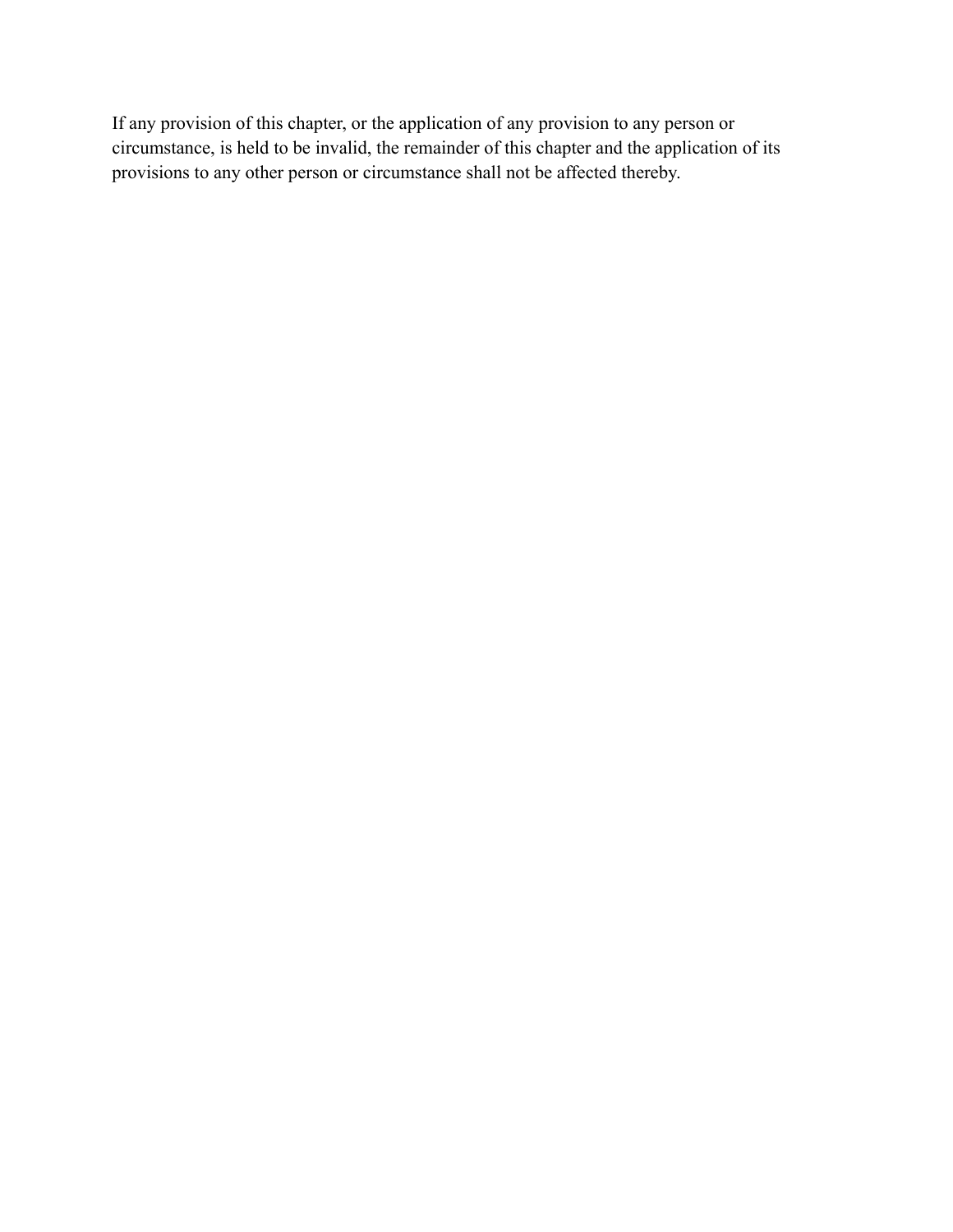If any provision of this chapter, or the application of any provision to any person or circumstance, is held to be invalid, the remainder of this chapter and the application of its provisions to any other person or circumstance shall not be affected thereby.